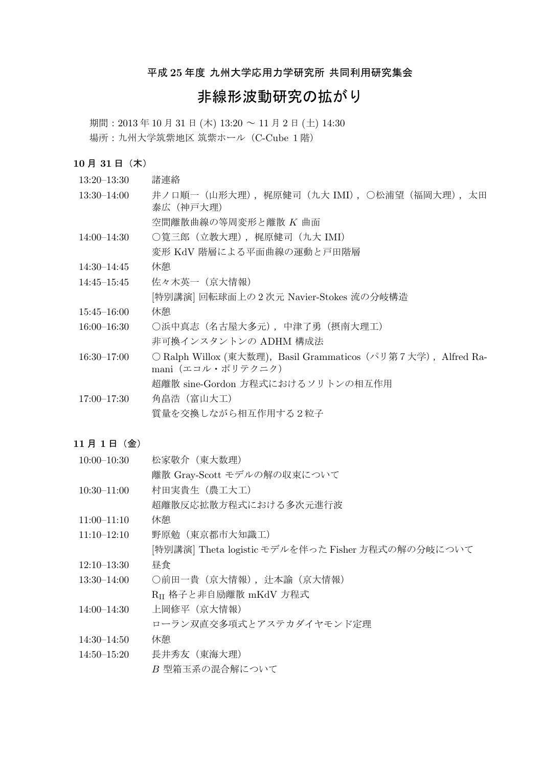平成 25 年度 九州大学応用力学研究所 共同利用研究集会

# 非線形波動研究の拡がり

期間：2013 年 10 月 31 日 (木) 13:20 〜 11 月 2 日 (土) 14:30

場所：九州大学筑紫地区 筑紫ホール（C-Cube 1 階）

### 10 月 31 日（木）

| | |
|---|---|
| 13:20–13:30 | 諸連絡 |
| 13:30–14:00 | 井ノ口順一（山形大理），梶原健司（九大 IMI），○松浦望（福岡大理），太田泰広（神戸大理）<br>空間離散曲線の等周変形と離散 $K$ 曲面 |
| 14:00–14:30 | ○筧三郎（立教大理），梶原健司（九大 IMI）<br>変形 KdV 階層による平面曲線の運動と戸田階層 |
| 14:30–14:45 | 休憩 |
| 14:45–15:45 | 佐々木英一（京大情報）<br>[特別講演] 回転球面上の 2 次元 Navier-Stokes 流の分岐構造 |
| 15:45–16:00 | 休憩 |
| 16:00–16:30 | ○浜中真志（名古屋大多元），中津了勇（摂南大理工）<br>非可換インスタントンの ADHM 構成法 |
| 16:30–17:00 | ○ Ralph Willox (東大数理)，Basil Grammaticos（パリ第 7 大学），Alfred Ramani（エコル・ポリテクニク）<br>超離散 sine-Gordon 方程式におけるソリトンの相互作用 |
| 17:00–17:30 | 角畠浩（富山大工）<br>質量を交換しながら相互作用する 2 粒子 |

### 11 月 1 日（金）

| | |
|---|---|
| 10:00–10:30 | 松家敬介（東大数理）<br>離散 Gray-Scott モデルの解の収束について |
| 10:30–11:00 | 村田実貴生（農工大工）<br>超離散反応拡散方程式における多次元進行波 |
| 11:00–11:10 | 休憩 |
| 11:10–12:10 | 野原勉（東京都市大知識工）<br>[特別講演] Theta logistic モデルを伴った Fisher 方程式の解の分岐について |
| 12:10–13:30 | 昼食 |
| 13:30–14:00 | ○前田一貴（京大情報），辻本諭（京大情報）<br>$R_{II}$ 格子と非自励離散 mKdV 方程式 |
| 14:00–14:30 | 上岡修平（京大情報）<br>ローラン双直交多項式とアステカダイヤモンド定理 |
| 14:30–14:50 | 休憩 |
| 14:50–15:20 | 長井秀友（東海大理）<br>$B$ 型箱玉系の混合解について |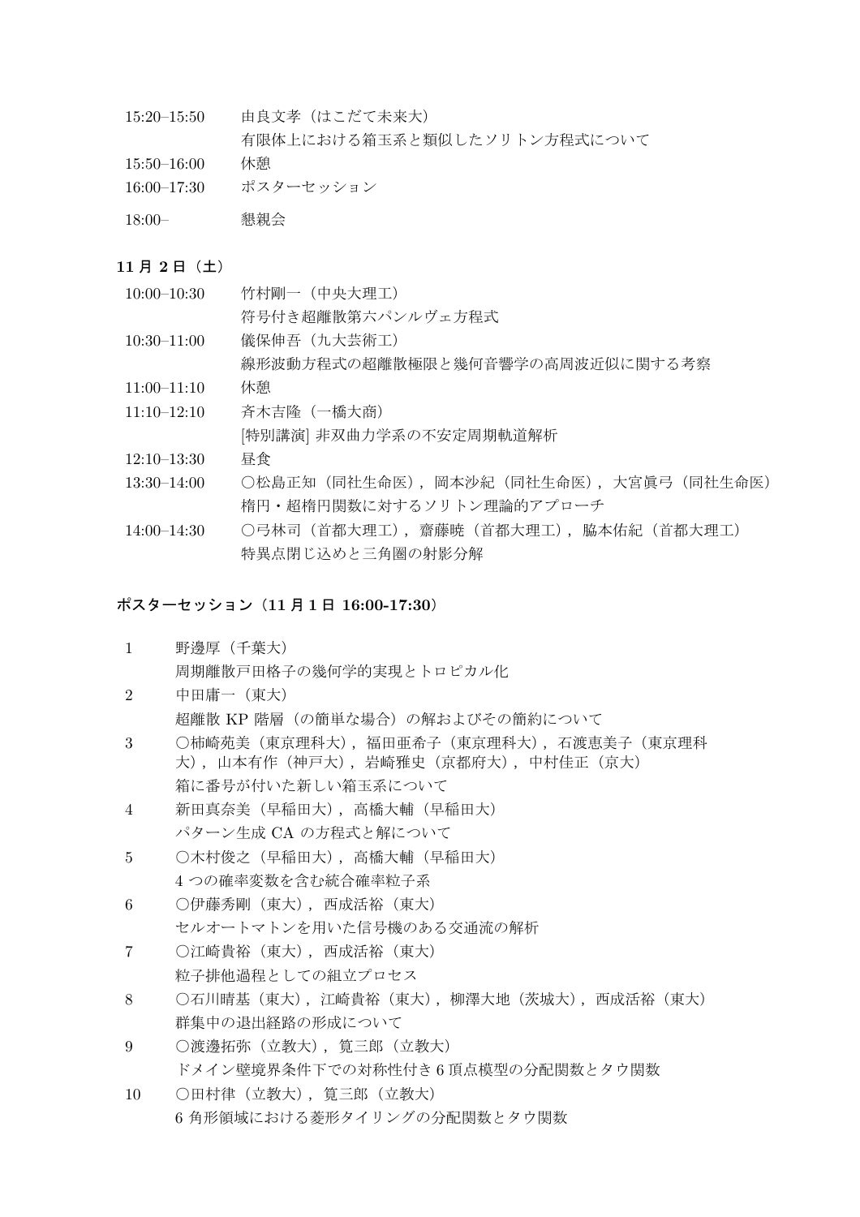| | |
|---|---|
| 15:20–15:50 | 由良文孝（はこだて未来大）<br>有限体上における箱玉系と類似したソリトン方程式について |
| 15:50–16:00 | 休憩 |
| 16:00–17:30 | ポスターセッション |
| 18:00– | 懇親会 |

### 11 月 2 日（土）

| | |
|---|---|
| 10:00–10:30 | 竹村剛一（中央大理工）<br>符号付き超離散第六パンルヴェ方程式 |
| 10:30–11:00 | 儀保伸吾（九大芸術工）<br>線形波動方程式の超離散極限と幾何音響学の高周波近似に関する考察 |
| 11:00–11:10 | 休憩 |
| 11:10–12:10 | 斉木吉隆（一橋大商）<br>[特別講演] 非双曲力学系の不安定周期軌道解析 |
| 12:10–13:30 | 昼食 |
| 13:30–14:00 | ○松島正知（同社生命医），岡本沙紀（同社生命医），大宮眞弓（同社生命医）<br>楕円・超楕円関数に対するソリトン理論的アプローチ |
| 14:00–14:30 | ○弓林司（首都大理工），齋藤暁（首都大理工），脇本佑紀（首都大理工）<br>特異点閉じ込めと三角圏の射影分解 |

### ポスターセッション（11 月 1 日 16:00-17:30）

| | |
|---|---|
| 1 | 野邊厚（千葉大）<br>周期離散戸田格子の幾何学的実現とトロピカル化 |
| 2 | 中田庸一（東大）<br>超離散 KP 階層（の簡単な場合）の解およびその簡約について |
| 3 | ○柿崎苑美（東京理科大），福田亜希子（東京理科大），石渡恵美子（東京理科大），山本有作（神戸大），岩崎雅史（京都府大），中村佳正（京大）<br>箱に番号が付いた新しい箱玉系について |
| 4 | 新田真奈美（早稲田大），高橋大輔（早稲田大）<br>パターン生成 CA の方程式と解について |
| 5 | ○木村俊之（早稲田大），高橋大輔（早稲田大）<br>4 つの確率変数を含む統合確率粒子系 |
| 6 | ○伊藤秀剛（東大），西成活裕（東大）<br>セルオートマトンを用いた信号機のある交通流の解析 |
| 7 | ○江崎貴裕（東大），西成活裕（東大）<br>粒子排他過程としての組立プロセス |
| 8 | ○石川晴基（東大），江崎貴裕（東大），柳澤大地（茨城大），西成活裕（東大）<br>群集中の退出経路の形成について |
| 9 | ○渡邊拓弥（立教大），筧三郎（立教大）<br>ドメイン壁境界条件下での対称性付き 6 頂点模型の分配関数とタウ関数 |
| 10 | ○田村律（立教大），筧三郎（立教大）<br>6 角形領域における菱形タイリングの分配関数とタウ関数 |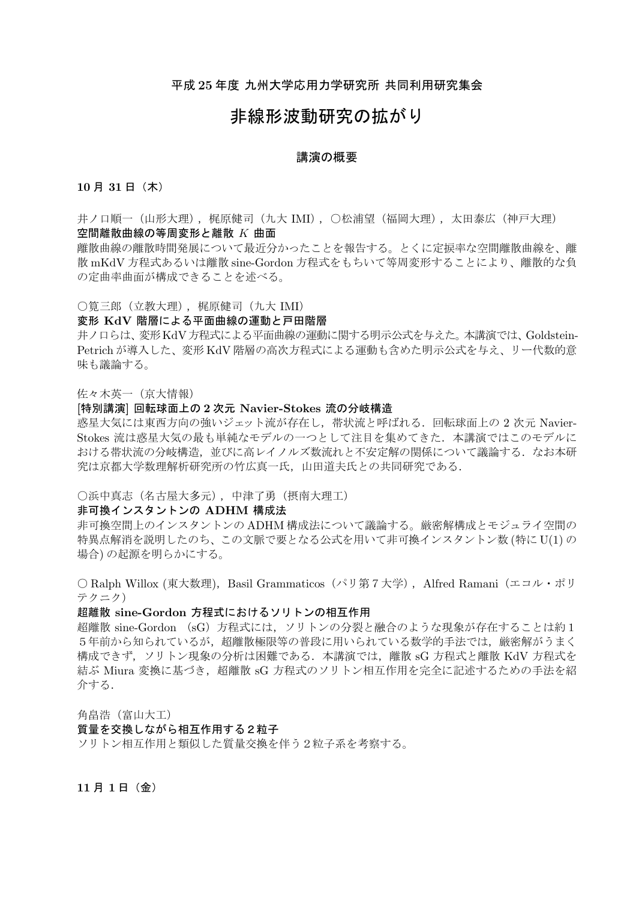平成 25 年度 九州大学応用力学研究所 共同利用研究集会

# 非線形波動研究の拡がり

## 講演の概要

**10 月 31 日（木）**

井ノ口順一（山形大理），梶原健司（九大 IMI），○松浦望（福岡大理），太田泰広（神戸大理）
**空間離散曲線の等周変形と離散 $K$ 曲面**
離散曲線の離散時間発展について最近分かったことを報告する。とくに定捩率な空間離散曲線を、離散 mKdV 方程式あるいは離散 sine-Gordon 方程式をもちいて等周変形することにより、離散的な負の定曲率曲面が構成できることを述べる。

○筧三郎（立教大理），梶原健司（九大 IMI）
**変形 KdV 階層による平面曲線の運動と戸田階層**
井ノ口らは、変形KdV方程式による平面曲線の運動に関する明示公式を与えた。本講演では、Goldstein-Petrich が導入した、変形KdV階層の高次方程式による運動も含めた明示公式を与え、リー代数的意味も議論する。

佐々木英一（京大情報）
**[特別講演] 回転球面上の 2 次元 Navier-Stokes 流の分岐構造**
惑星大気には東西方向の強いジェット流が存在し，帯状流と呼ばれる．回転球面上の 2 次元 Navier-Stokes 流は惑星大気の最も単純なモデルの一つとして注目を集めてきた．本講演ではこのモデルにおける帯状流の分岐構造，並びに高レイノルズ数流れと不安定解の関係について議論する．なお本研究は京都大学数理解析研究所の竹広真一氏，山田道夫氏との共同研究である．

○浜中真志（名古屋大多元），中津了勇（摂南大理工）
**非可換インスタントンの ADHM 構成法**
非可換空間上のインスタントンの ADHM 構成法について議論する。厳密解構成とモジュライ空間の特異点解消を説明したのち、この文脈で要となる公式を用いて非可換インスタントン数 (特に U(1) の場合) の起源を明らかにする。

○ Ralph Willox (東大数理)，Basil Grammaticos（パリ第７大学），Alfred Ramani（エコル・ポリテクニク）
**超離散 sine-Gordon 方程式におけるソリトンの相互作用**
超離散 sine-Gordon （sG）方程式には，ソリトンの分裂と融合のような現象が存在することは約１５年前から知られているが，超離散極限等の普段に用いられている数学的手法では，厳密解がうまく構成できず，ソリトン現象の分析は困難である．本講演では，離散 sG 方程式と離散 KdV 方程式を結ぶ Miura 変換に基づき，超離散 sG 方程式のソリトン相互作用を完全に記述するための手法を紹介する．

角畠浩（富山大工）
**質量を交換しながら相互作用する２粒子**
ソリトン相互作用と類似した質量交換を伴う２粒子系を考察する。

**11 月 1 日（金）**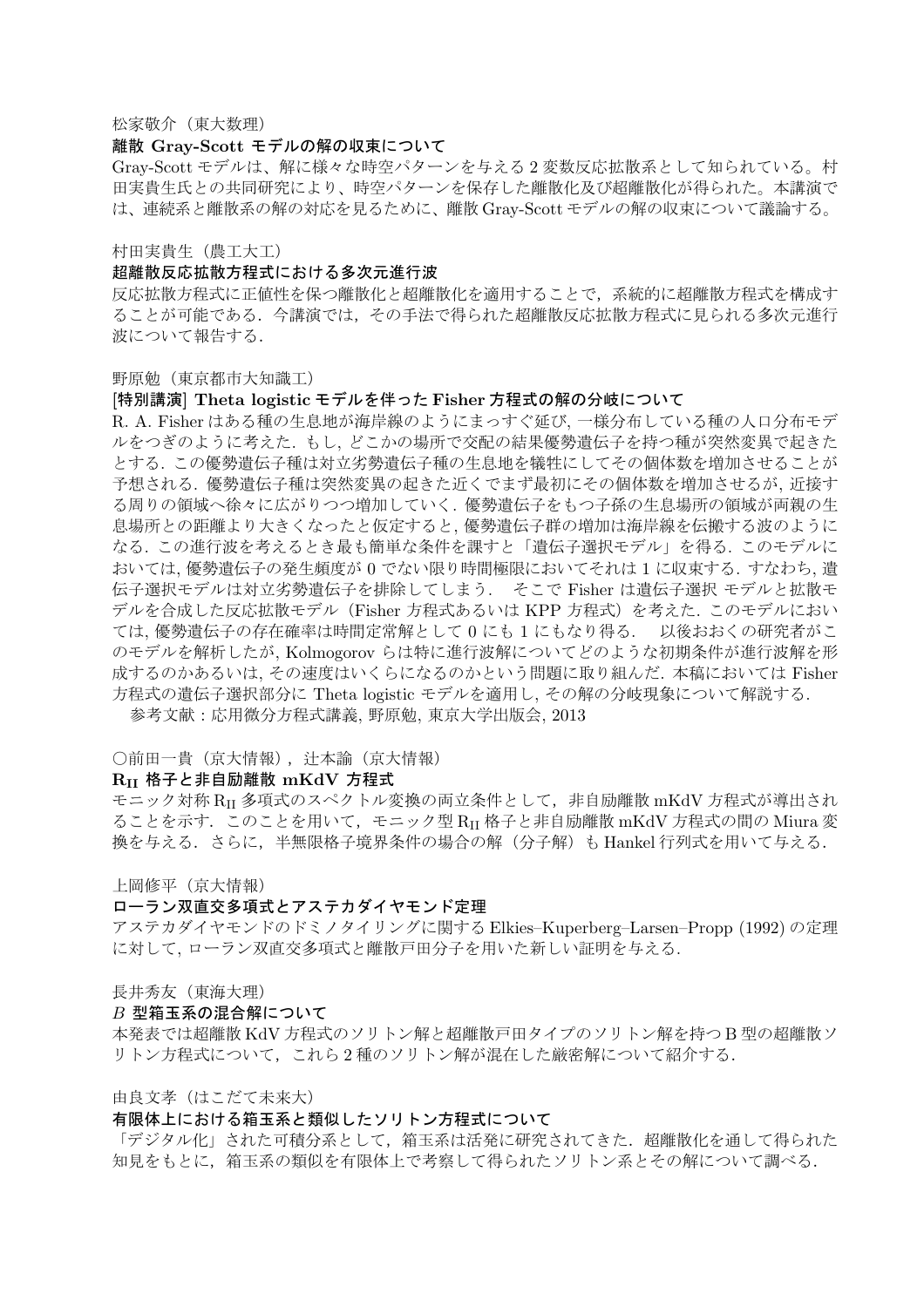松家敬介（東大数理）

**離散 Gray-Scott モデルの解の収束について**

Gray-Scott モデルは、解に様々な時空パターンを与える 2 変数反応拡散系として知られている。村田実貴生氏との共同研究により、時空パターンを保存した離散化及び超離散化が得られた。本講演では、連続系と離散系の解の対応を見るために、離散 Gray-Scott モデルの解の収束について議論する。

村田実貴生（農工大工）

**超離散反応拡散方程式における多次元進行波**

反応拡散方程式に正値性を保つ離散化と超離散化を適用することで，系統的に超離散方程式を構成することが可能である．今講演では，その手法で得られた超離散反応拡散方程式に見られる多次元進行波について報告する．

野原勉（東京都市大知識工）

**[特別講演] Theta logistic モデルを伴った Fisher 方程式の解の分岐について**

R. A. Fisher はある種の生息地が海岸線のようにまっすぐ延び, 一様分布している種の人口分布モデルをつぎのように考えた．もし，どこかの場所で交配の結果優勢遺伝子を持つ種が突然変異で起きたとする．この優勢遺伝子種は対立劣勢遺伝子種の生息地を犠牲にしてその個体数を増加させることが予想される．優勢遺伝子種は突然変異の起きた近くでまず最初にその個体数を増加させるが, 近接する周りの領域へ徐々に広がりつつ増加していく．優勢遺伝子をもつ子孫の生息場所の領域が両親の生息場所との距離より大きくなったと仮定すると, 優勢遺伝子群の増加は海岸線を伝搬する波のようになる．この進行波を考えるとき最も簡単な条件を課すと「遺伝子選択モデル」を得る．このモデルにおいては, 優勢遺伝子の発生頻度が 0 でない限り時間極限においてそれは 1 に収束する．すなわち, 遺伝子選択モデルは対立劣勢遺伝子を排除してしまう．　そこで Fisher は遺伝子選択 モデルと拡散モデルを合成した反応拡散モデル（Fisher 方程式あるいは KPP 方程式）を考えた．このモデルにおいては, 優勢遺伝子の存在確率は時間定常解として 0 にも 1 にもなり得る．　以後おおくの研究者がこのモデルを解析したが, Kolmogorov らは特に進行波解についてどのような初期条件が進行波解を形成するのかあるいは, その速度はいくらになるのかという問題に取り組んだ．本稿においては Fisher 方程式の遺伝子選択部分に Theta logistic モデルを適用し, その解の分岐現象について解説する．

参考文献：応用微分方程式講義, 野原勉, 東京大学出版会, 2013

○前田一貴（京大情報），辻本諭（京大情報）

**$R_{II}$ 格子と非自励離散 mKdV 方程式**

モニック対称 $R_{II}$ 多項式のスペクトル変換の両立条件として，非自励離散 mKdV 方程式が導出されることを示す．このことを用いて，モニック型 $R_{II}$ 格子と非自励離散 mKdV 方程式の間の Miura 変換を与える．さらに，半無限格子境界条件の場合の解（分子解）も Hankel 行列式を用いて与える．

上岡修平（京大情報）

**ローラン双直交多項式とアステカダイヤモンド定理**

アステカダイヤモンドのドミノタイリングに関する Elkies–Kuperberg–Larsen–Propp (1992) の定理に対して, ローラン双直交多項式と離散戸田分子を用いた新しい証明を与える.

長井秀友（東海大理）

**$B$ 型箱玉系の混合解について**

本発表では超離散 KdV 方程式のソリトン解と超離散戸田タイプのソリトン解を持つ B 型の超離散ソリトン方程式について，これら 2 種のソリトン解が混在した厳密解について紹介する．

由良文孝（はこだて未来大）

**有限体上における箱玉系と類似したソリトン方程式について**

「デジタル化」された可積分系として，箱玉系は活発に研究されてきた．超離散化を通して得られた知見をもとに，箱玉系の類似を有限体上で考察して得られたソリトン系とその解について調べる．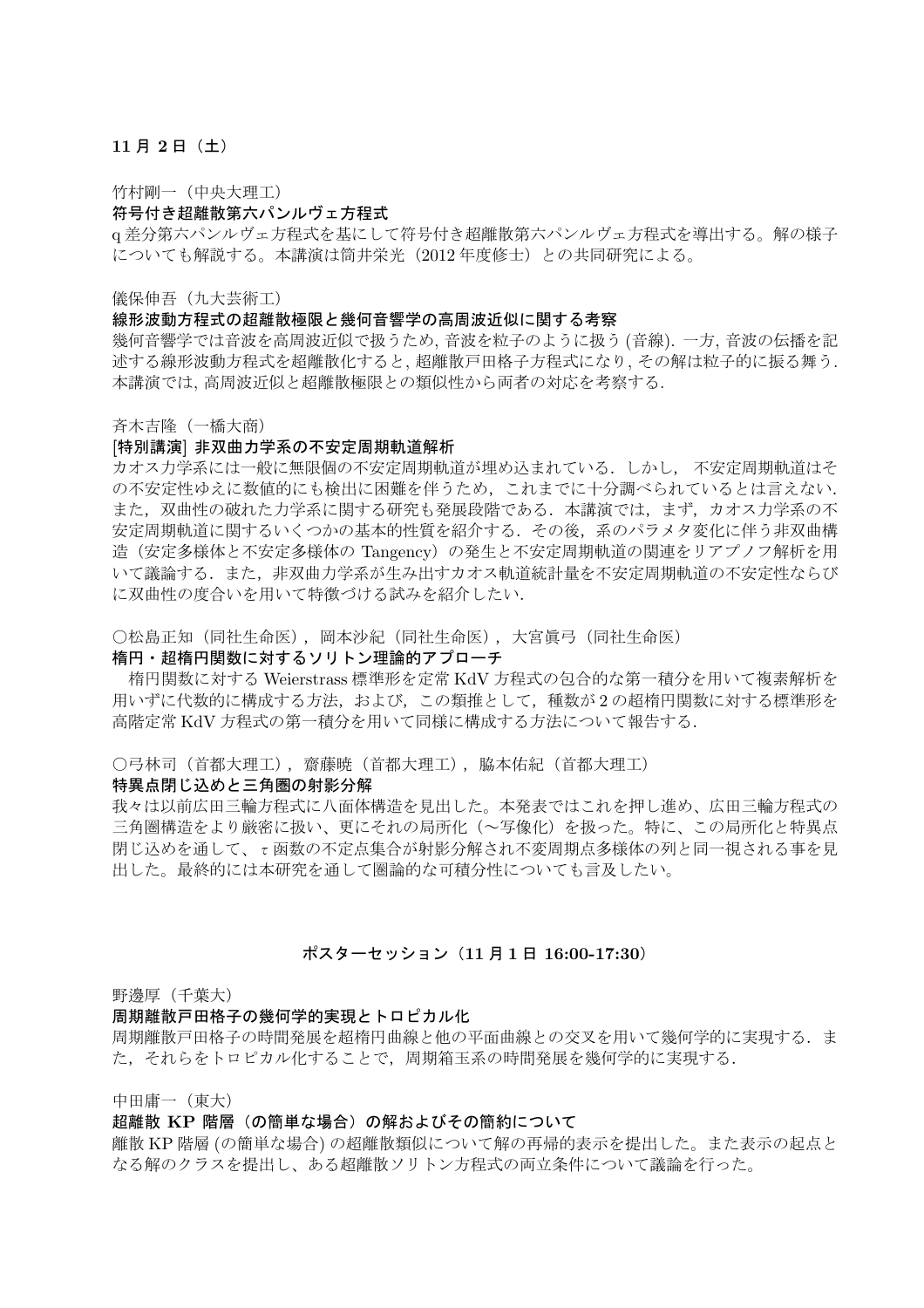**11 月 2 日（土）**

竹村剛一（中央大理工）

**符号付き超離散第六パンルヴェ方程式**

q 差分第六パンルヴェ方程式を基にして符号付き超離散第六パンルヴェ方程式を導出する。解の様子についても解説する。本講演は筒井栄光（2012 年度修士）との共同研究による。

儀保伸吾（九大芸術工）

**線形波動方程式の超離散極限と幾何音響学の高周波近似に関する考察**

幾何音響学では音波を高周波近似で扱うため, 音波を粒子のように扱う (音線). 一方, 音波の伝播を記述する線形波動方程式を超離散化すると, 超離散戸田格子方程式になり, その解は粒子的に振る舞う. 本講演では, 高周波近似と超離散極限との類似性から両者の対応を考察する.

斉木吉隆（一橋大商）

**[特別講演] 非双曲力学系の不安定周期軌道解析**

カオス力学系には一般に無限個の不安定周期軌道が埋め込まれている．しかし， 不安定周期軌道はその不安定性ゆえに数値的にも検出に困難を伴うため，これまでに十分調べられているとは言えない．また，双曲性の破れた力学系に関する研究も発展段階である．本講演では，まず，カオス力学系の不安定周期軌道に関するいくつかの基本的性質を紹介する．その後，系のパラメタ変化に伴う非双曲構造（安定多様体と不安定多様体の Tangency）の発生と不安定周期軌道の関連をリアプノフ解析を用いて議論する．また，非双曲力学系が生み出すカオス軌道統計量を不安定周期軌道の不安定性ならびに双曲性の度合いを用いて特徴づける試みを紹介したい.

○松島正知（同社生命医），岡本沙紀（同社生命医），大宮眞弓（同社生命医）

**楕円・超楕円関数に対するソリトン理論的アプローチ**

楕円関数に対する Weierstrass 標準形を定常 KdV 方程式の包合的な第一積分を用いて複素解析を用いずに代数的に構成する方法，および，この類推として，種数が 2 の超楕円関数に対する標準形を高階定常 KdV 方程式の第一積分を用いて同様に構成する方法について報告する.

○弓林司（首都大理工），齋藤暁（首都大理工），脇本佑紀（首都大理工）

**特異点閉じ込めと三角圏の射影分解**

我々は以前広田三輪方程式に八面体構造を見出した。本発表ではこれを押し進め、広田三輪方程式の三角圏構造をより厳密に扱い、更にそれの局所化（〜写像化）を扱った。特に、この局所化と特異点閉じ込めを通して、$\tau$ 函数の不定点集合が射影分解され不変周期点多様体の列と同一視される事を見出した。最終的には本研究を通して圏論的な可積分性についても言及したい。

**ポスターセッション（11 月 1 日 16:00-17:30）**

野邊厚（千葉大）

**周期離散戸田格子の幾何学的実現とトロピカル化**

周期離散戸田格子の時間発展を超楕円曲線と他の平面曲線との交叉を用いて幾何学的に実現する．また，それらをトロピカル化することで，周期箱玉系の時間発展を幾何学的に実現する.

中田庸一（東大）

**超離散 KP 階層（の簡単な場合）の解およびその簡約について**

離散 KP 階層 (の簡単な場合) の超離散類似について解の再帰的表示を提出した。また表示の起点となる解のクラスを提出し、ある超離散ソリトン方程式の両立条件について議論を行った。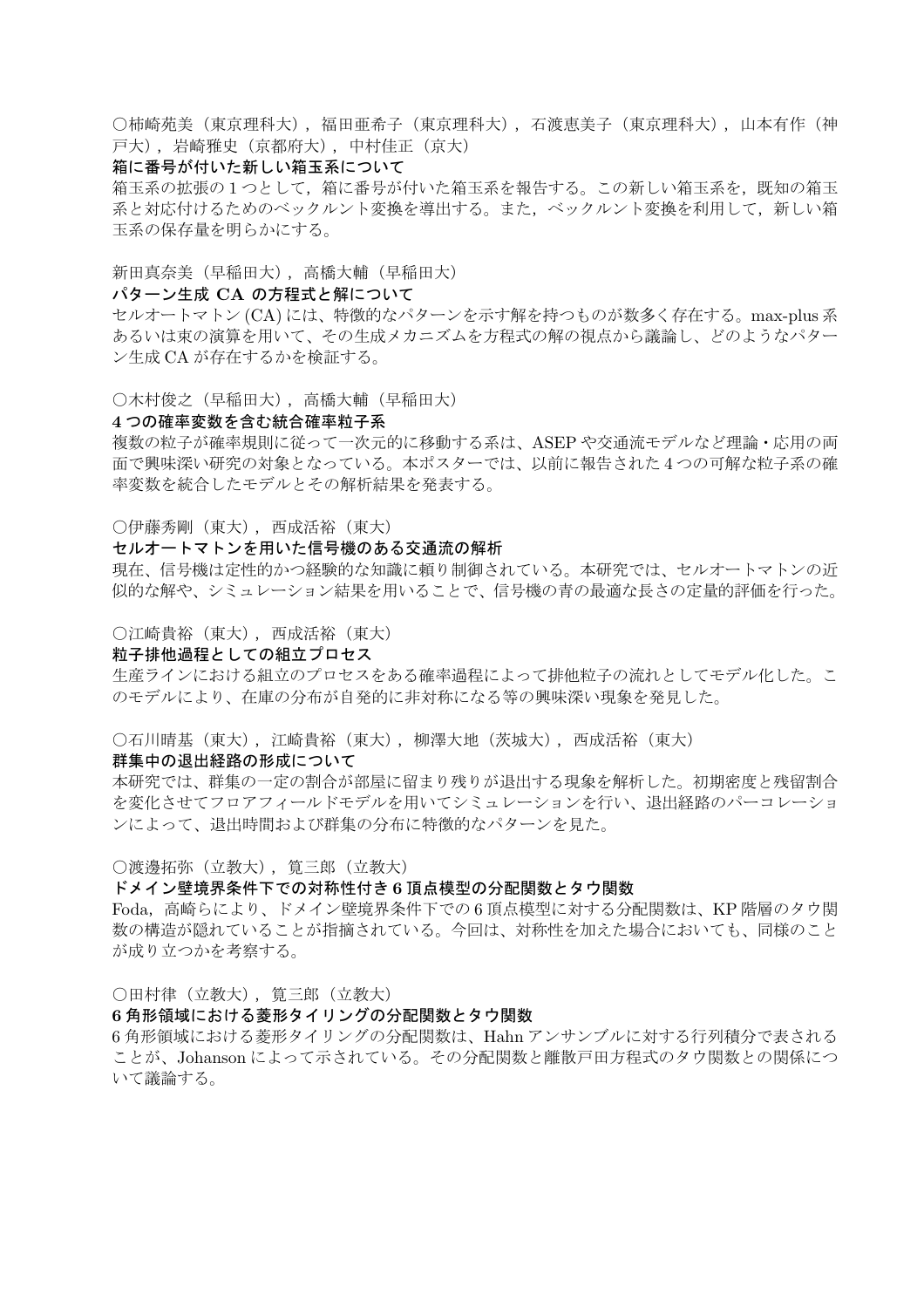○柿崎苑美（東京理科大），福田亜希子（東京理科大），石渡恵美子（東京理科大），山本有作（神戸大），岩崎雅史（京都府大），中村佳正（京大）

**箱に番号が付いた新しい箱玉系について**

箱玉系の拡張の1つとして，箱に番号が付いた箱玉系を報告する。この新しい箱玉系を，既知の箱玉系と対応付けるためのベックルント変換を導出する。また，ベックルント変換を利用して，新しい箱玉系の保存量を明らかにする。

新田真奈美（早稲田大），高橋大輔（早稲田大）

**パターン生成 CA の方程式と解について**

セルオートマトン (CA) には、特徴的なパターンを示す解を持つものが数多く存在する。max-plus 系あるいは束の演算を用いて、その生成メカニズムを方程式の解の視点から議論し、どのようなパターン生成 CA が存在するかを検証する。

○木村俊之（早稲田大），高橋大輔（早稲田大）

**4 つの確率変数を含む統合確率粒子系**

複数の粒子が確率規則に従って一次元的に移動する系は、ASEP や交通流モデルなど理論・応用の両面で興味深い研究の対象となっている。本ポスターでは、以前に報告された 4 つの可解な粒子系の確率変数を統合したモデルとその解析結果を発表する。

○伊藤秀剛（東大），西成活裕（東大）

**セルオートマトンを用いた信号機のある交通流の解析**

現在、信号機は定性的かつ経験的な知識に頼り制御されている。本研究では、セルオートマトンの近似的な解や、シミュレーション結果を用いることで、信号機の青の最適な長さの定量的評価を行った。

○江崎貴裕（東大），西成活裕（東大）

**粒子排他過程としての組立プロセス**

生産ラインにおける組立のプロセスをある確率過程によって排他粒子の流れとしてモデル化した。このモデルにより、在庫の分布が自発的に非対称になる等の興味深い現象を発見した。

○石川晴基（東大），江崎貴裕（東大），柳澤大地（茨城大），西成活裕（東大）

**群集中の退出経路の形成について**

本研究では、群集の一定の割合が部屋に留まり残りが退出する現象を解析した。初期密度と残留割合を変化させてフロアフィールドモデルを用いてシミュレーションを行い、退出経路のパーコレーションによって、退出時間および群集の分布に特徴的なパターンを見た。

○渡邊拓弥（立教大），筧三郎（立教大）

**ドメイン壁境界条件下での対称性付き 6 頂点模型の分配関数とタウ関数**

Foda，高崎らにより、ドメイン壁境界条件下での 6 頂点模型に対する分配関数は、KP 階層のタウ関数の構造が隠れていることが指摘されている。今回は、対称性を加えた場合においても、同様のことが成り立つかを考察する。

○田村律（立教大），筧三郎（立教大）

**6 角形領域における菱形タイリングの分配関数とタウ関数**

6 角形領域における菱形タイリングの分配関数は、Hahn アンサンブルに対する行列積分で表されることが、Johanson によって示されている。その分配関数と離散戸田方程式のタウ関数との関係について議論する。